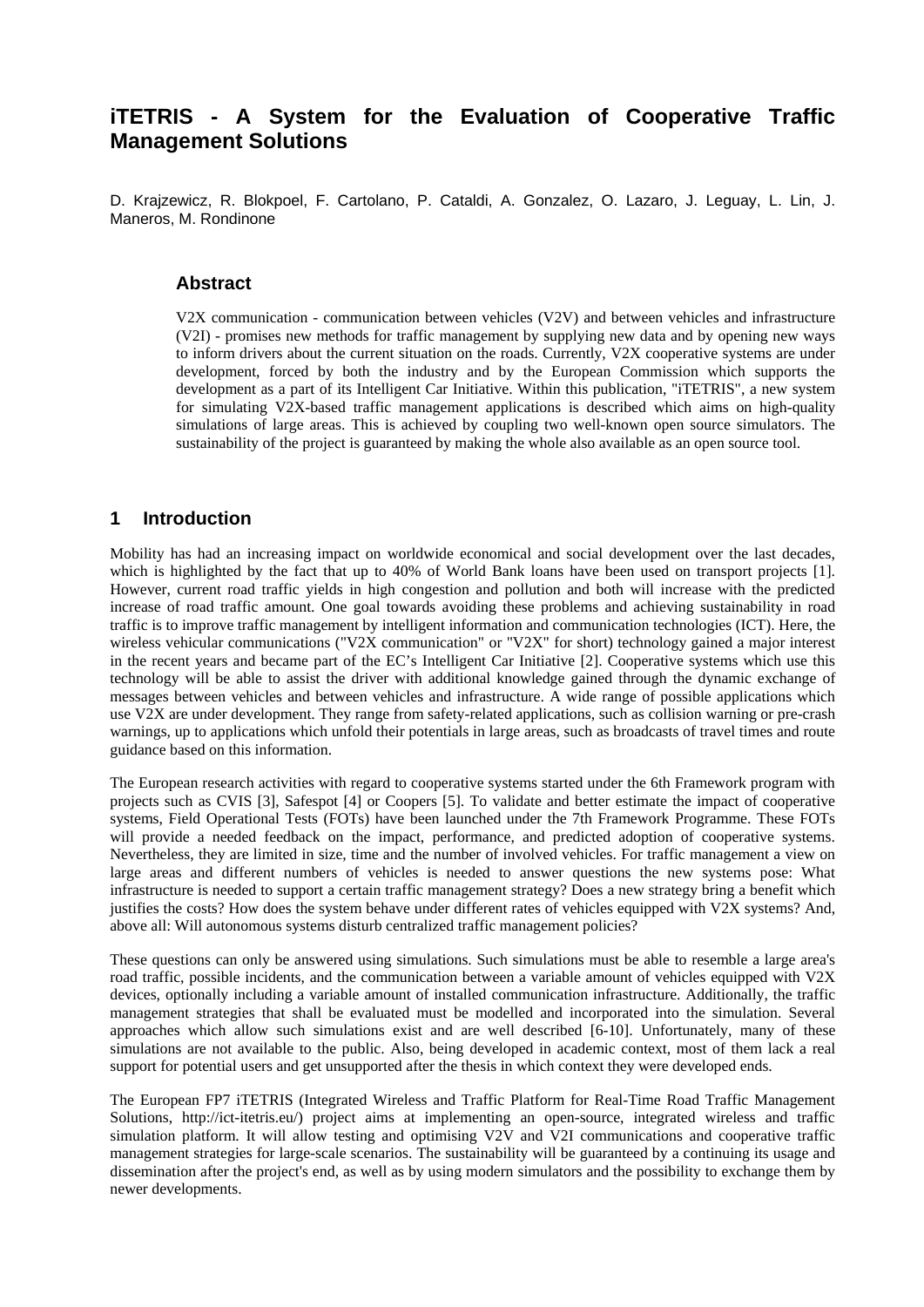# iTETRIS - A System for the Evaluation of Cooperative Traffic Management Solutions

D. Krajzewicz, R. Blokpoel, F. Cartolano, P. Cataldi, A. Gonzalez, O. Lazaro, J. Leguay, L. Lin, J. Maneros, M. Rondinone

## Abstract

V2X communication - communication between vehicles (V2V) and between vehicles and infrastructure (V2I) - promises new methods for traffic management by supplying new data and by opening new ways to inform drivers about the current situation on the roads. Currently, V2X cooperative systems are under development, forced by both the industry and by the European Commission which supports the development as a part of its Intelligent Car Initiative. Within this publication, "iTETRIS", a new system for simulating V2X-based traffic management applications is described which aims on high-quality simulations of large areas. This is achieved by coupling two well-known open source simulators. The sustainability of the project is guaranteed by making the whole also available as an open source tool.

## 1 Introduction

Mobility has had an increasing impact on worldwide economical and social development over the last decades, which is highlighted by the fact that up to 40% of World Bank loans have been used on transport projects [1]. However, current road traffic yields in high congestion and pollution and both will increase with the predicted increase of road traffic amount. One goal towards avoiding these problems and achieving sustainability in road traffic is to improve traffic management by intelligent information and communication technologies (ICT). Here, the wireless vehicular communications ("V2X communication" or "V2X" for short) technology gained a major interest in the recent years and became part of the EC's Intelligent Car Initiative [2]. Cooperative systems which use this technology will be able to assist the driver with additional knowledge gained through the dynamic exchange of messages between vehicles and between vehicles and infrastructure. A wide range of possible applications which use V2X are under development. They range from safety-related applications, such as collision warning or pre-crash warnings, up to applications which unfold their potentials in large areas, such as broadcasts of travel times and route guidance based on this information.

The European research activities with regard to cooperative systems started under the 6th Framework program with projects such as CVIS [3], Safespot [4] or Coopers [5]. To validate and better estimate the impact of cooperative systems, Field Operational Tests (FOTs) have been launched under the 7th Framework Programme. These FOTs will provide a needed feedback on the impact, performance, and predicted adoption of cooperative systems. Nevertheless, they are limited in size, time and the number of involved vehicles. For traffic management a view on large areas and different numbers of vehicles is needed to answer questions the new systems pose: What infrastructure is needed to support a certain traffic management strategy? Does a new strategy bring a benefit which justifies the costs? How does the system behave under different rates of vehicles equipped with V2X systems? And, above all: Will autonomous systems disturb centralized traffic management policies?

These questions can only be answered using simulations. Such simulations must be able to resemble a large area's road traffic, possible incidents, and the communication between a variable amount of vehicles equipped with V2X devices, optionally including a variable amount of installed communication infrastructure. Additionally, the traffic management strategies that shall be evaluated must be modelled and incorporated into the simulation. Several approaches which allow such simulations exist and are well described [6-10]. Unfortunately, many of these simulations are not available to the public. Also, being developed in academic context, most of them lack a real support for potential users and get unsupported after the thesis in which context they were developed ends.

The European FP7 iTETRIS (Integrated Wireless and Traffic Platform for Real-Time Road Traffic Management Solutions, http://ict-itetris.eu/) project aims at implementing an open-source, integrated wireless and traffic simulation platform. It will allow testing and optimising V2V and V2I communications and cooperative traffic management strategies for large-scale scenarios. The sustainability will be guaranteed by a continuing its usage and dissemination after the project's end, as well as by using modern simulators and the possibility to exchange them by newer developments.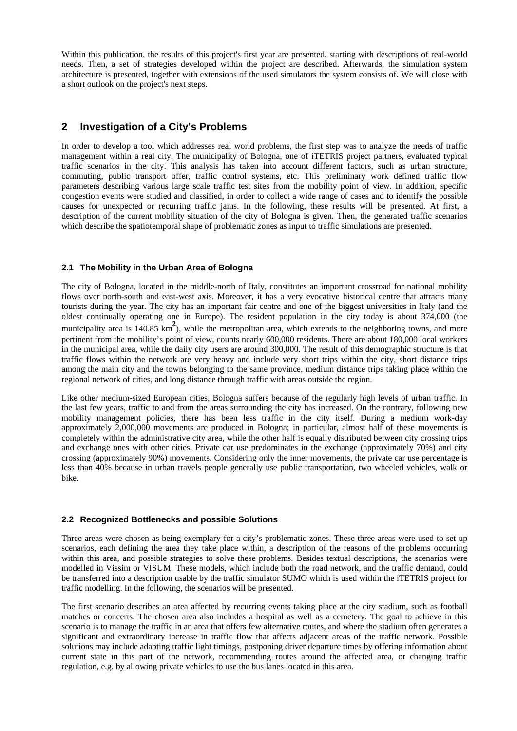Within this publication, the results of this project's first year are presented, starting with descriptions of real-world needs. Then, a set of strategies developed within the project are described. Afterwards, the simulation system architecture is presented, together with extensions of the used simulators the system consists of. We will close with a short outlook on the project's next steps.

## 2 Investigation of a City's Problems

In order to develop a tool which addresses real world problems, the first step was to analyze the needs of traffic management within a real city. The municipality of Bologna, one of iTETRIS project partners, evaluated typical traffic scenarios in the city. This analysis has taken into account different factors, such as urban structure, commuting, public transport offer, traffic control systems, etc. This preliminary work defined traffic flow parameters describing various large scale traffic test sites from the mobility point of view. In addition, specific congestion events were studied and classified, in order to collect a wide range of cases and to identify the possible causes for unexpected or recurring traffic jams. In the following, these results will be presented. At first, a description of the current mobility situation of the city of Bologna is given. Then, the generated traffic scenarios which describe the spatiotemporal shape of problematic zones as input to traffic simulations are presented.

### 2.1 The Mobility in the Urban Area of Bologna

The city of Bologna, located in the middle-north of Italy, constitutes an important crossroad for national mobility flows over north-south and east-west axis. Moreover, it has a very evocative historical centre that attracts many tourists during the year. The city has an important fair centre and one of the biggest universities in Italy (and the oldest continually operating one in Europe). The resident population in the city today is about 374,000 (the municipality area is 140.85 $km^2$), while the metropolitan area, which extends to the neighboring towns, and more pertinent from the mobility's point of view, counts nearly 600,000 residents. There are about 180,000 local workers in the municipal area, while the daily city users are around 300,000. The result of this demographic structure is that traffic flows within the network are very heavy and include very short trips within the city, short distance trips among the main city and the towns belonging to the same province, medium distance trips taking place within the regional network of cities, and long distance through traffic with areas outside the region.

Like other medium-sized European cities, Bologna suffers because of the regularly high levels of urban traffic. In the last few years, traffic to and from the areas surrounding the city has increased. On the contrary, following new mobility management policies, there has been less traffic in the city itself. During a medium work-day approximately 2,000,000 movements are produced in Bologna; in particular, almost half of these movements is completely within the administrative city area, while the other half is equally distributed between city crossing trips and exchange ones with other cities. Private car use predominates in the exchange (approximately 70%) and city crossing (approximately 90%) movements. Considering only the inner movements, the private car use percentage is less than 40% because in urban travels people generally use public transportation, two wheeled vehicles, walk or bike.

### 2.2 Recognized Bottlenecks and possible Solutions

Three areas were chosen as being exemplary for a city's problematic zones. These three areas were used to set up scenarios, each defining the area they take place within, a description of the reasons of the problems occurring within this area, and possible strategies to solve these problems. Besides textual descriptions, the scenarios were modelled in Vissim or VISUM. These models, which include both the road network, and the traffic demand, could be transferred into a description usable by the traffic simulator SUMO which is used within the iTETRIS project for traffic modelling. In the following, the scenarios will be presented.

The first scenario describes an area affected by recurring events taking place at the city stadium, such as football matches or concerts. The chosen area also includes a hospital as well as a cemetery. The goal to achieve in this scenario is to manage the traffic in an area that offers few alternative routes, and where the stadium often generates a significant and extraordinary increase in traffic flow that affects adjacent areas of the traffic network. Possible solutions may include adapting traffic light timings, postponing driver departure times by offering information about current state in this part of the network, recommending routes around the affected area, or changing traffic regulation, e.g. by allowing private vehicles to use the bus lanes located in this area.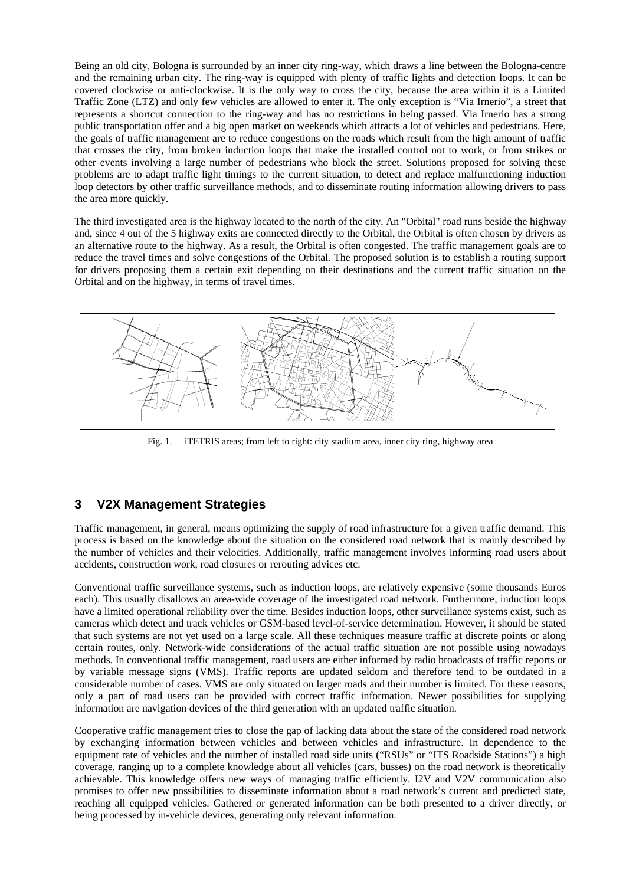Being an old city, Bologna is surrounded by an inner city ring-way, which draws a line between the Bologna-centre and the remaining urban city. The ring-way is equipped with plenty of traffic lights and detection loops. It can be covered clockwise or anti-clockwise. It is the only way to cross the city, because the area within it is a Limited Traffic Zone (LTZ) and only few vehicles are allowed to enter it. The only exception is "Via Irnerio", a street that represents a shortcut connection to the ring-way and has no restrictions in being passed. Via Irnerio has a strong public transportation offer and a big open market on weekends which attracts a lot of vehicles and pedestrians. Here, the goals of traffic management are to reduce congestions on the roads which result from the high amount of traffic that crosses the city, from broken induction loops that make the installed control not to work, or from strikes or other events involving a large number of pedestrians who block the street. Solutions proposed for solving these problems are to adapt traffic light timings to the current situation, to detect and replace malfunctioning induction loop detectors by other traffic surveillance methods, and to disseminate routing information allowing drivers to pass the area more quickly.

The third investigated area is the highway located to the north of the city. An "Orbital" road runs beside the highway and, since 4 out of the 5 highway exits are connected directly to the Orbital, the Orbital is often chosen by drivers as an alternative route to the highway. As a result, the Orbital is often congested. The traffic management goals are to reduce the travel times and solve congestions of the Orbital. The proposed solution is to establish a routing support for drivers proposing them a certain exit depending on their destinations and the current traffic situation on the Orbital and on the highway, in terms of travel times.

Fig. 1. iTETRIS areas; from left to right: city stadium area, inner city ring, highway area

## 3 V2X Management Strategies

Traffic management, in general, means optimizing the supply of road infrastructure for a given traffic demand. This process is based on the knowledge about the situation on the considered road network that is mainly described by the number of vehicles and their velocities. Additionally, traffic management involves informing road users about accidents, construction work, road closures or rerouting advices etc.

Conventional traffic surveillance systems, such as induction loops, are relatively expensive (some thousands Euros each). This usually disallows an area-wide coverage of the investigated road network. Furthermore, induction loops have a limited operational reliability over the time. Besides induction loops, other surveillance systems exist, such as cameras which detect and track vehicles or GSM-based level-of-service determination. However, it should be stated that such systems are not yet used on a large scale. All these techniques measure traffic at discrete points or along certain routes, only. Network-wide considerations of the actual traffic situation are not possible using nowadays methods. In conventional traffic management, road users are either informed by radio broadcasts of traffic reports or by variable message signs (VMS). Traffic reports are updated seldom and therefore tend to be outdated in a considerable number of cases. VMS are only situated on larger roads and their number is limited. For these reasons, only a part of road users can be provided with correct traffic information. Newer possibilities for supplying information are navigation devices of the third generation with an updated traffic situation.

Cooperative traffic management tries to close the gap of lacking data about the state of the considered road network by exchanging information between vehicles and between vehicles and infrastructure. In dependence to the equipment rate of vehicles and the number of installed road side units ("RSUs" or "ITS Roadside Stations") a high coverage, ranging up to a complete knowledge about all vehicles (cars, busses) on the road network is theoretically achievable. This knowledge offers new ways of managing traffic efficiently. I2V and V2V communication also promises to offer new possibilities to disseminate information about a road network's current and predicted state, reaching all equipped vehicles. Gathered or generated information can be both presented to a driver directly, or being processed by in-vehicle devices, generating only relevant information.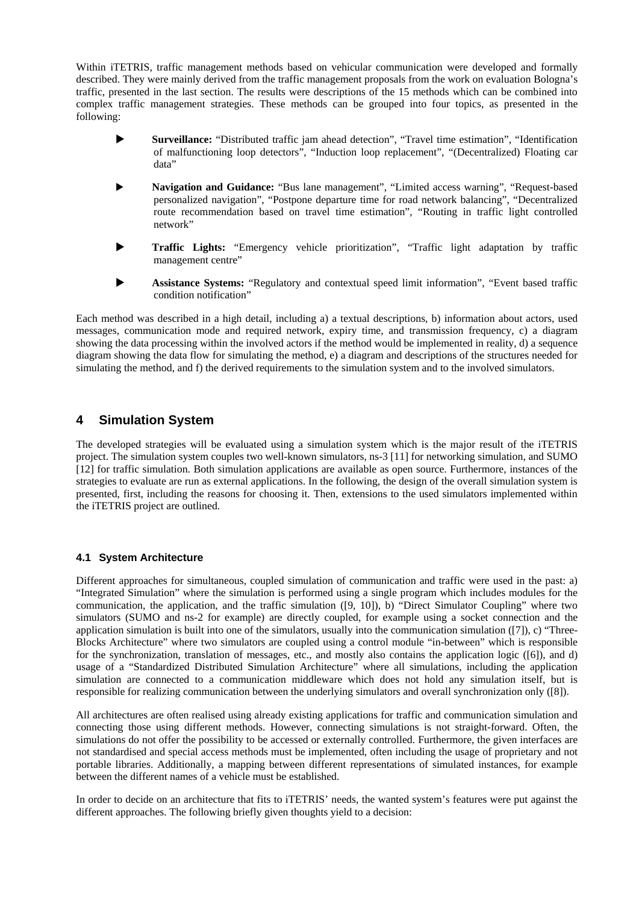Within iTETRIS, traffic management methods based on vehicular communication were developed and formally described. They were mainly derived from the traffic management proposals from the work on evaluation Bologna's traffic, presented in the last section. The results were descriptions of the 15 methods which can be combined into complex traffic management strategies. These methods can be grouped into four topics, as presented in the following:

- **Surveillance:** "Distributed traffic jam ahead detection", "Travel time estimation", "Identification of malfunctioning loop detectors", "Induction loop replacement", "(Decentralized) Floating car data"
- **Navigation and Guidance:** "Bus lane management", "Limited access warning", "Request-based personalized navigation", "Postpone departure time for road network balancing", "Decentralized route recommendation based on travel time estimation", "Routing in traffic light controlled network"
- **Traffic Lights:** "Emergency vehicle prioritization", "Traffic light adaptation by traffic management centre"
- **Assistance Systems:** "Regulatory and contextual speed limit information", "Event based traffic condition notification"

Each method was described in a high detail, including a) a textual descriptions, b) information about actors, used messages, communication mode and required network, expiry time, and transmission frequency, c) a diagram showing the data processing within the involved actors if the method would be implemented in reality, d) a sequence diagram showing the data flow for simulating the method, e) a diagram and descriptions of the structures needed for simulating the method, and f) the derived requirements to the simulation system and to the involved simulators.

## 4 Simulation System

The developed strategies will be evaluated using a simulation system which is the major result of the iTETRIS project. The simulation system couples two well-known simulators, ns-3 [11] for networking simulation, and SUMO [12] for traffic simulation. Both simulation applications are available as open source. Furthermore, instances of the strategies to evaluate are run as external applications. In the following, the design of the overall simulation system is presented, first, including the reasons for choosing it. Then, extensions to the used simulators implemented within the iTETRIS project are outlined.

### 4.1 System Architecture

Different approaches for simultaneous, coupled simulation of communication and traffic were used in the past: a) "Integrated Simulation" where the simulation is performed using a single program which includes modules for the communication, the application, and the traffic simulation ([9, 10]), b) "Direct Simulator Coupling" where two simulators (SUMO and ns-2 for example) are directly coupled, for example using a socket connection and the application simulation is built into one of the simulators, usually into the communication simulation ([7]), c) "Three-Blocks Architecture" where two simulators are coupled using a control module "in-between" which is responsible for the synchronization, translation of messages, etc., and mostly also contains the application logic ([6]), and d) usage of a "Standardized Distributed Simulation Architecture" where all simulations, including the application simulation are connected to a communication middleware which does not hold any simulation itself, but is responsible for realizing communication between the underlying simulators and overall synchronization only ([8]).

All architectures are often realised using already existing applications for traffic and communication simulation and connecting those using different methods. However, connecting simulations is not straight-forward. Often, the simulations do not offer the possibility to be accessed or externally controlled. Furthermore, the given interfaces are not standardised and special access methods must be implemented, often including the usage of proprietary and not portable libraries. Additionally, a mapping between different representations of simulated instances, for example between the different names of a vehicle must be established.

In order to decide on an architecture that fits to iTETRIS' needs, the wanted system's features were put against the different approaches. The following briefly given thoughts yield to a decision: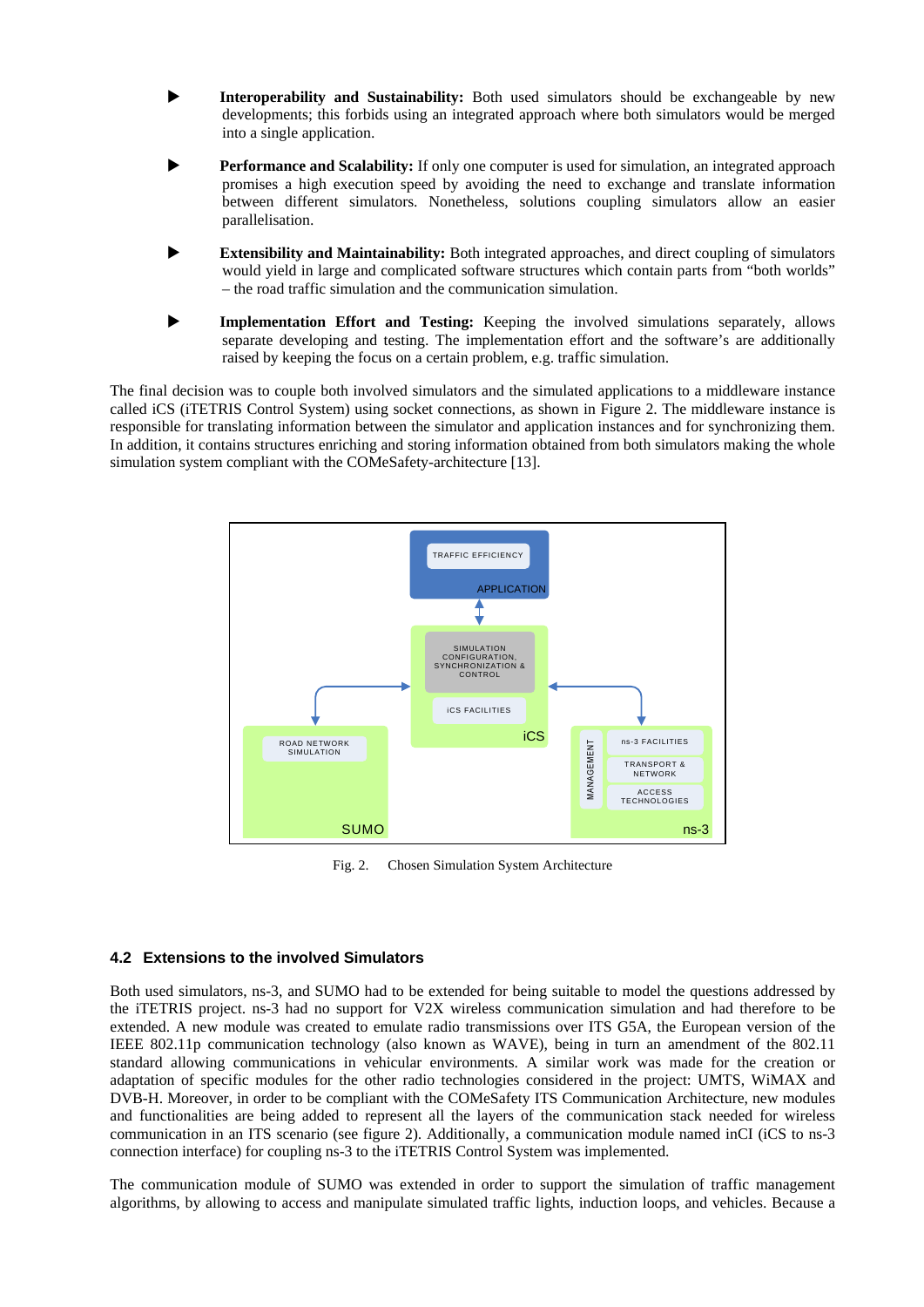- **Interoperability and Sustainability:** Both used simulators should be exchangeable by new developments; this forbids using an integrated approach where both simulators would be merged into a single application.

- **Performance and Scalability:** If only one computer is used for simulation, an integrated approach promises a high execution speed by avoiding the need to exchange and translate information between different simulators. Nonetheless, solutions coupling simulators allow an easier parallelisation.

- **Extensibility and Maintainability:** Both integrated approaches, and direct coupling of simulators would yield in large and complicated software structures which contain parts from "both worlds" – the road traffic simulation and the communication simulation.

- **Implementation Effort and Testing:** Keeping the involved simulations separately, allows separate developing and testing. The implementation effort and the software's are additionally raised by keeping the focus on a certain problem, e.g. traffic simulation.

The final decision was to couple both involved simulators and the simulated applications to a middleware instance called iCS (iTETRIS Control System) using socket connections, as shown in Figure 2. The middleware instance is responsible for translating information between the simulator and application instances and for synchronizing them. In addition, it contains structures enriching and storing information obtained from both simulators making the whole simulation system compliant with the COMeSafety-architecture [13].

Fig. 2. Chosen Simulation System Architecture

### 4.2 Extensions to the involved Simulators

Both used simulators, ns-3, and SUMO had to be extended for being suitable to model the questions addressed by the iTETRIS project. ns-3 had no support for V2X wireless communication simulation and had therefore to be extended. A new module was created to emulate radio transmissions over ITS G5A, the European version of the IEEE 802.11p communication technology (also known as WAVE), being in turn an amendment of the 802.11 standard allowing communications in vehicular environments. A similar work was made for the creation or adaptation of specific modules for the other radio technologies considered in the project: UMTS, WiMAX and DVB-H. Moreover, in order to be compliant with the COMeSafety ITS Communication Architecture, new modules and functionalities are being added to represent all the layers of the communication stack needed for wireless communication in an ITS scenario (see figure 2). Additionally, a communication module named inCI (iCS to ns-3 connection interface) for coupling ns-3 to the iTETRIS Control System was implemented.

The communication module of SUMO was extended in order to support the simulation of traffic management algorithms, by allowing to access and manipulate simulated traffic lights, induction loops, and vehicles. Because a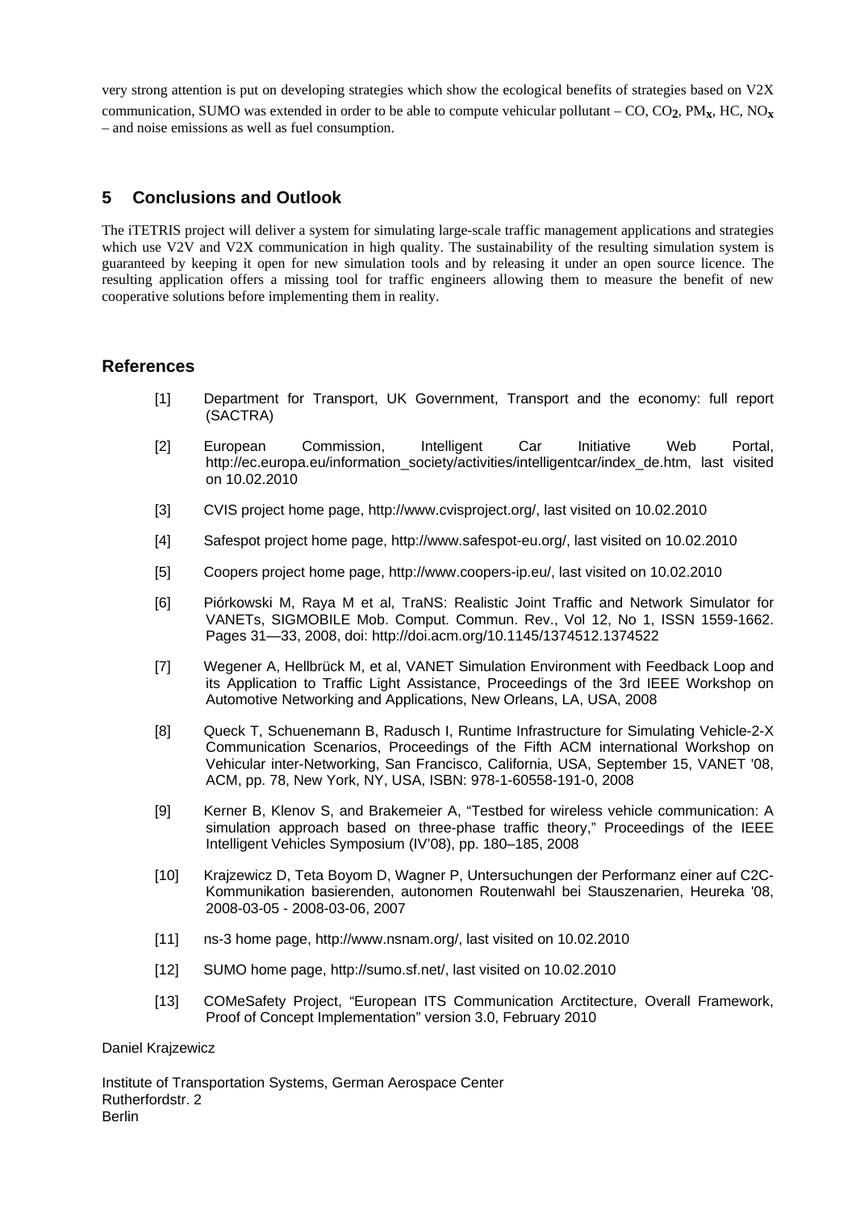very strong attention is put on developing strategies which show the ecological benefits of strategies based on V2X communication, SUMO was extended in order to be able to compute vehicular pollutant – CO, $CO_2$, $PM_x$, HC, $NO_x$ – and noise emissions as well as fuel consumption.

## 5 Conclusions and Outlook

The iTETRIS project will deliver a system for simulating large-scale traffic management applications and strategies which use V2V and V2X communication in high quality. The sustainability of the resulting simulation system is guaranteed by keeping it open for new simulation tools and by releasing it under an open source licence. The resulting application offers a missing tool for traffic engineers allowing them to measure the benefit of new cooperative solutions before implementing them in reality.

## References

[1] Department for Transport, UK Government, Transport and the economy: full report (SACTRA)

[2] European Commission, Intelligent Car Initiative Web Portal, http://ec.europa.eu/information_society/activities/intelligentcar/index_de.htm, last visited on 10.02.2010

[3] CVIS project home page, http://www.cvisproject.org/, last visited on 10.02.2010

[4] Safespot project home page, http://www.safespot-eu.org/, last visited on 10.02.2010

[5] Coopers project home page, http://www.coopers-ip.eu/, last visited on 10.02.2010

[6] Piórkowski M, Raya M et al, TraNS: Realistic Joint Traffic and Network Simulator for VANETs, SIGMOBILE Mob. Comput. Commun. Rev., Vol 12, No 1, ISSN 1559-1662. Pages 31—33, 2008, doi: http://doi.acm.org/10.1145/1374512.1374522

[7] Wegener A, Hellbrück M, et al, VANET Simulation Environment with Feedback Loop and its Application to Traffic Light Assistance, Proceedings of the 3rd IEEE Workshop on Automotive Networking and Applications, New Orleans, LA, USA, 2008

[8] Queck T, Schuenemann B, Radusch I, Runtime Infrastructure for Simulating Vehicle-2-X Communication Scenarios, Proceedings of the Fifth ACM international Workshop on Vehicular inter-Networking, San Francisco, California, USA, September 15, VANET '08, ACM, pp. 78, New York, NY, USA, ISBN: 978-1-60558-191-0, 2008

[9] Kerner B, Klenov S, and Brakemeier A, "Testbed for wireless vehicle communication: A simulation approach based on three-phase traffic theory," Proceedings of the IEEE Intelligent Vehicles Symposium (IV'08), pp. 180–185, 2008

[10] Krajzewicz D, Teta Boyom D, Wagner P, Untersuchungen der Performanz einer auf C2C-Kommunikation basierenden, autonomen Routenwahl bei Stauszenarien, Heureka '08, 2008-03-05 - 2008-03-06, 2007

[11] ns-3 home page, http://www.nsnam.org/, last visited on 10.02.2010

[12] SUMO home page, http://sumo.sf.net/, last visited on 10.02.2010

[13] COMeSafety Project, "European ITS Communication Arctitecture, Overall Framework, Proof of Concept Implementation" version 3.0, February 2010

Daniel Krajzewicz

Institute of Transportation Systems, German Aerospace Center
Rutherfordstr. 2
Berlin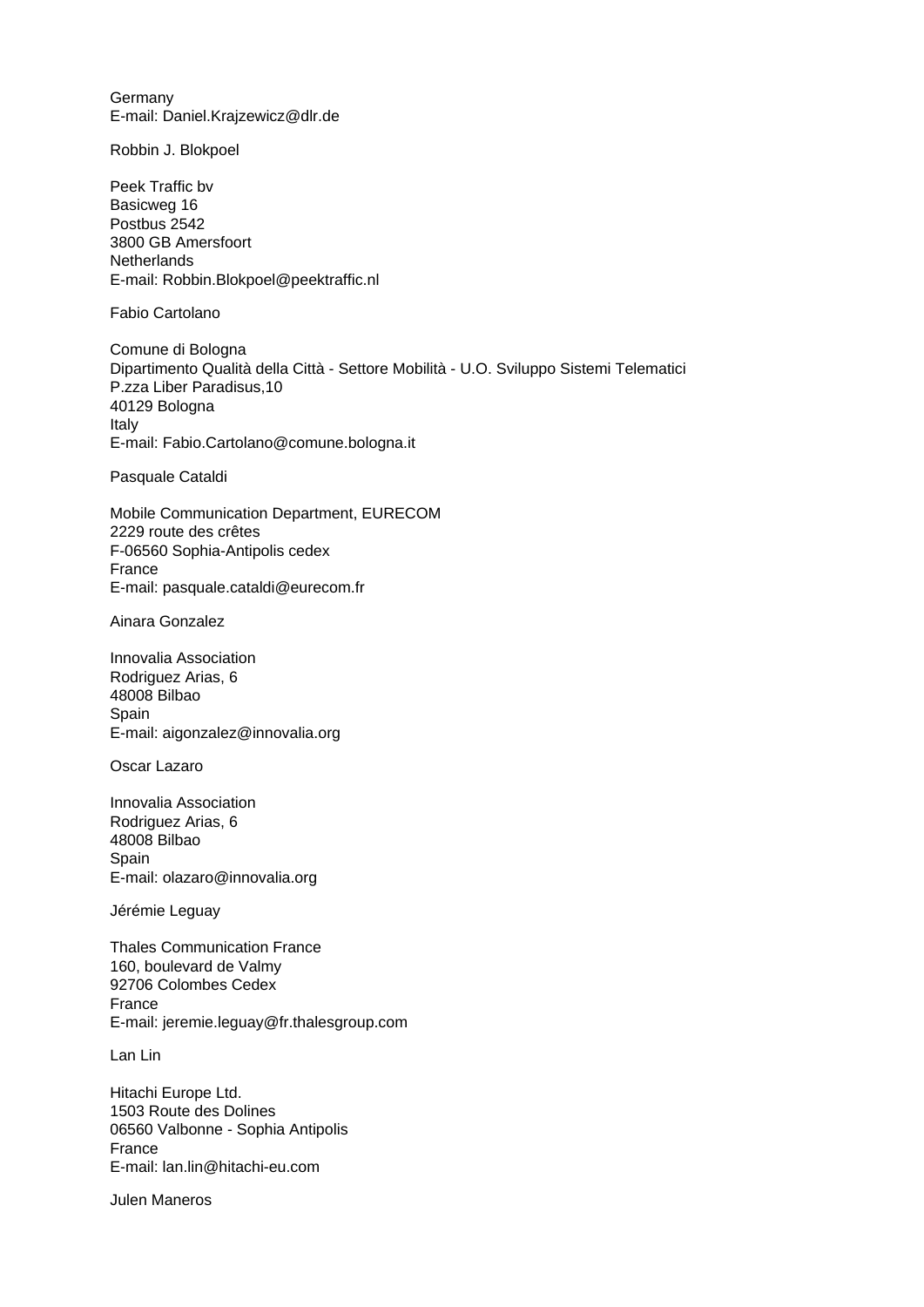Germany
E-mail: Daniel.Krajzewicz@dlr.de

Robbin J. Blokpoel

Peek Traffic bv
Basicweg 16
Postbus 2542
3800 GB Amersfoort
Netherlands
E-mail: Robbin.Blokpoel@peektraffic.nl

Fabio Cartolano

Comune di Bologna
Dipartimento Qualità della Città - Settore Mobilità - U.O. Sviluppo Sistemi Telematici
P.zza Liber Paradisus,10
40129 Bologna
Italy
E-mail: Fabio.Cartolano@comune.bologna.it

Pasquale Cataldi

Mobile Communication Department, EURECOM
2229 route des crêtes
F-06560 Sophia-Antipolis cedex
France
E-mail: pasquale.cataldi@eurecom.fr

Ainara Gonzalez

Innovalia Association
Rodriguez Arias, 6
48008 Bilbao
Spain
E-mail: aigonzalez@innovalia.org

Oscar Lazaro

Innovalia Association
Rodriguez Arias, 6
48008 Bilbao
Spain
E-mail: olazaro@innovalia.org

Jérémie Leguay

Thales Communication France
160, boulevard de Valmy
92706 Colombes Cedex
France
E-mail: jeremie.leguay@fr.thalesgroup.com

Lan Lin

Hitachi Europe Ltd.
1503 Route des Dolines
06560 Valbonne - Sophia Antipolis
France
E-mail: lan.lin@hitachi-eu.com

Julen Maneros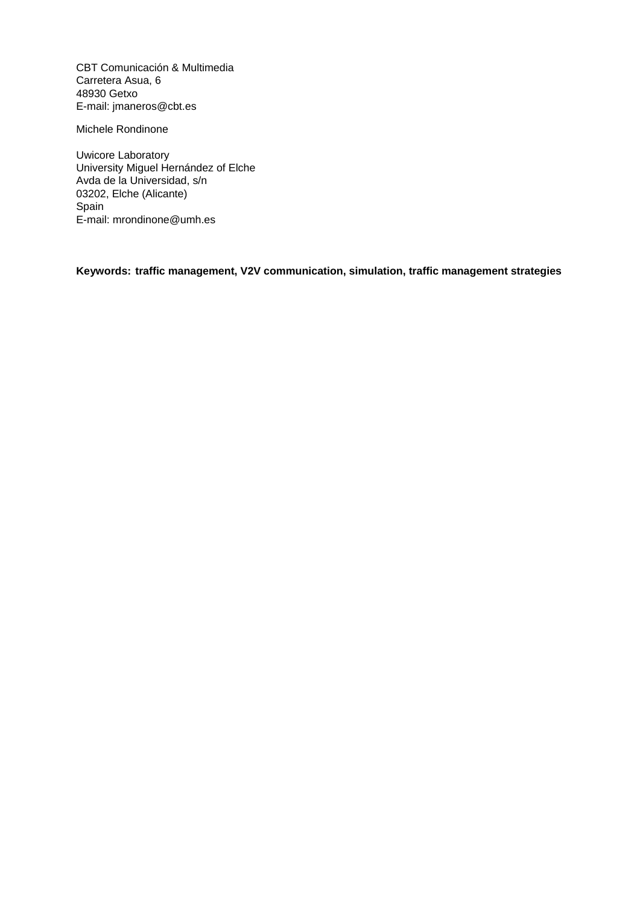CBT Comunicación & Multimedia
Carretera Asua, 6
48930 Getxo
E-mail: jmaneros@cbt.es

Michele Rondinone

Uwicore Laboratory
University Miguel Hernández of Elche
Avda de la Universidad, s/n
03202, Elche (Alicante)
Spain
E-mail: mrondinone@umh.es

**Keywords: traffic management, V2V communication, simulation, traffic management strategies**